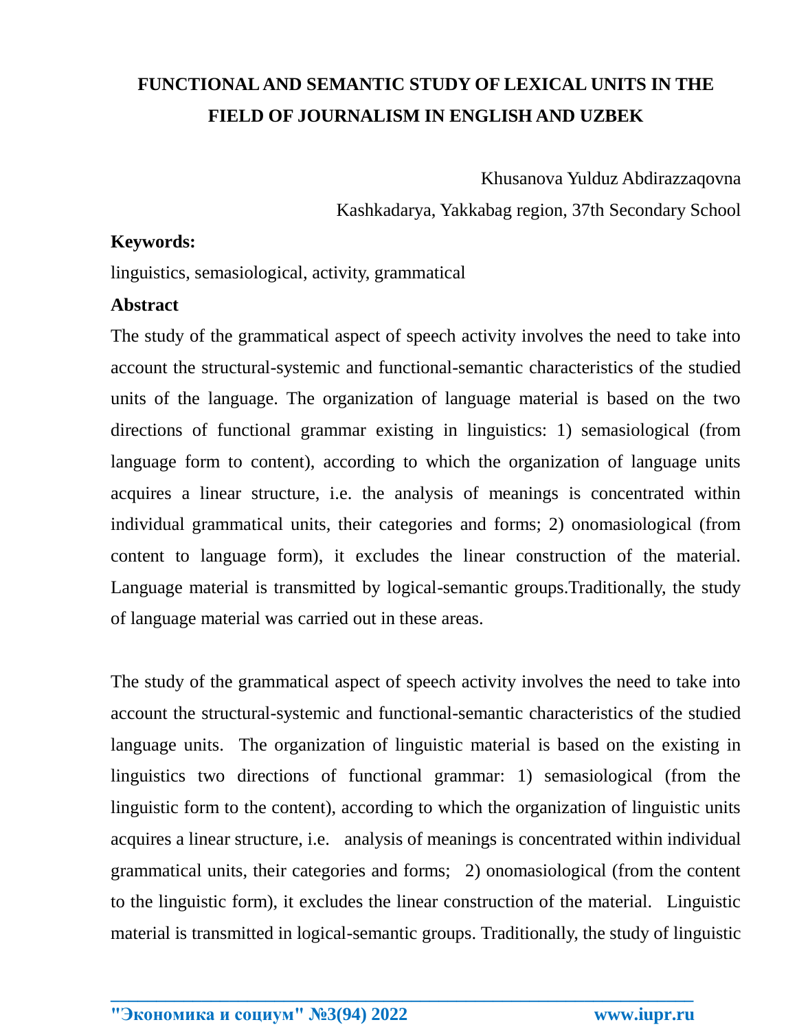# FUNCTIONAL AND SEMANTIC STUDY OF LEXICAL UNITS IN THE FIELD OF JOURNALISM IN ENGLISH AND UZBEK

Khusanova Yulduz Abdirazzaqovna

Kashkadarya, Yakkabag region, 37th Secondary School

**Keywords:**

linguistics, semasiological, activity, grammatical

**Abstract**

The study of the grammatical aspect of speech activity involves the need to take into account the structural-systemic and functional-semantic characteristics of the studied units of the language. The organization of language material is based on the two directions of functional grammar existing in linguistics: 1) semasiological (from language form to content), according to which the organization of language units acquires a linear structure, i.e. the analysis of meanings is concentrated within individual grammatical units, their categories and forms; 2) onomasiological (from content to language form), it excludes the linear construction of the material. Language material is transmitted by logical-semantic groups.Traditionally, the study of language material was carried out in these areas.

The study of the grammatical aspect of speech activity involves the need to take into account the structural-systemic and functional-semantic characteristics of the studied language units. The organization of linguistic material is based on the existing in linguistics two directions of functional grammar: 1) semasiological (from the linguistic form to the content), according to which the organization of linguistic units acquires a linear structure, i.e. analysis of meanings is concentrated within individual grammatical units, their categories and forms; 2) onomasiological (from the content to the linguistic form), it excludes the linear construction of the material. Linguistic material is transmitted in logical-semantic groups. Traditionally, the study of linguistic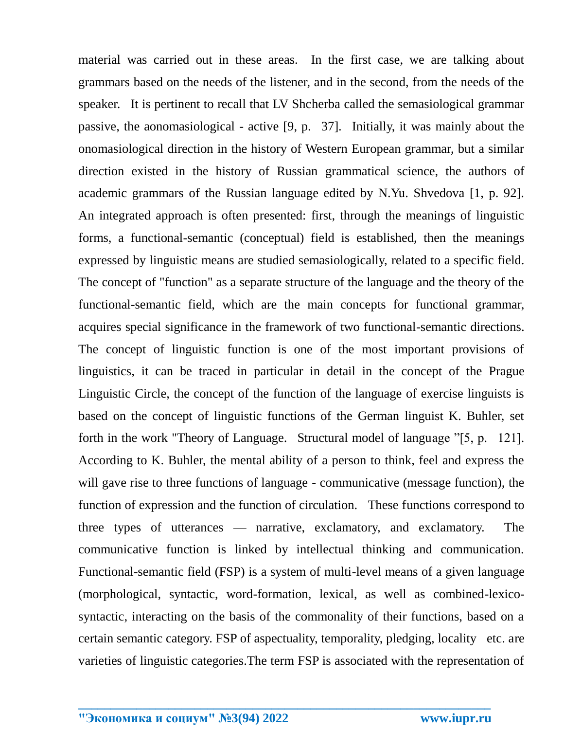material was carried out in these areas. In the first case, we are talking about grammars based on the needs of the listener, and in the second, from the needs of the speaker. It is pertinent to recall that LV Shcherba called the semasiological grammar passive, the aonomasiological - active [9, p. 37]. Initially, it was mainly about the onomasiological direction in the history of Western European grammar, but a similar direction existed in the history of Russian grammatical science, the authors of academic grammars of the Russian language edited by N.Yu. Shvedova [1, p. 92]. An integrated approach is often presented: first, through the meanings of linguistic forms, a functional-semantic (conceptual) field is established, then the meanings expressed by linguistic means are studied semasiologically, related to a specific field. The concept of "function" as a separate structure of the language and the theory of the functional-semantic field, which are the main concepts for functional grammar, acquires special significance in the framework of two functional-semantic directions. The concept of linguistic function is one of the most important provisions of linguistics, it can be traced in particular in detail in the concept of the Prague Linguistic Circle, the concept of the function of the language of exercise linguists is based on the concept of linguistic functions of the German linguist K. Buhler, set forth in the work "Theory of Language. Structural model of language "[5, p. 121]. According to K. Buhler, the mental ability of a person to think, feel and express the will gave rise to three functions of language - communicative (message function), the function of expression and the function of circulation. These functions correspond to three types of utterances — narrative, exclamatory, and exclamatory. The communicative function is linked by intellectual thinking and communication. Functional-semantic field (FSP) is a system of multi-level means of a given language (morphological, syntactic, word-formation, lexical, as well as combined-lexico-syntactic, interacting on the basis of the commonality of their functions, based on a certain semantic category. FSP of aspectuality, temporality, pledging, locality etc. are varieties of linguistic categories.The term FSP is associated with the representation of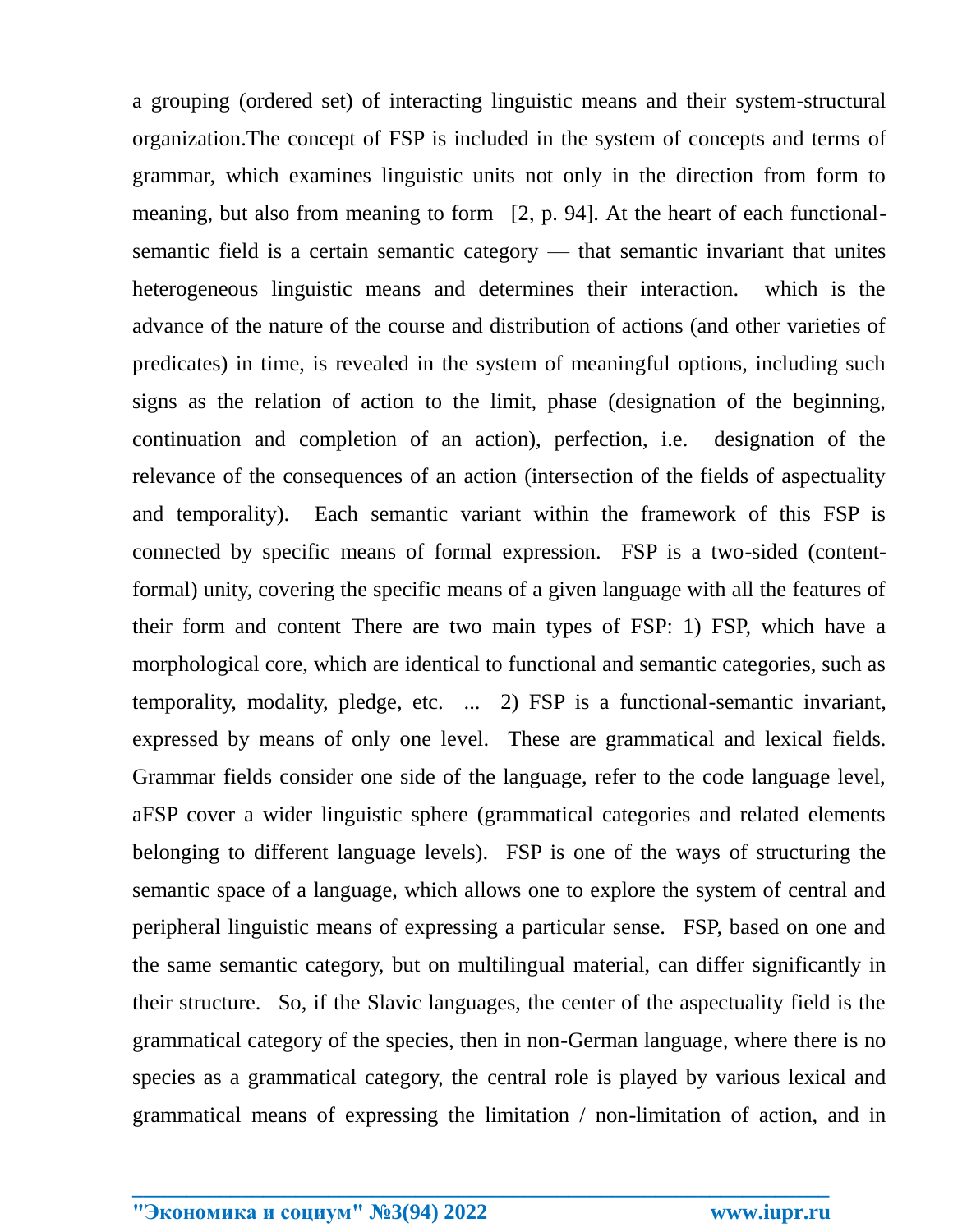a grouping (ordered set) of interacting linguistic means and their system-structural organization.The concept of FSP is included in the system of concepts and terms of grammar, which examines linguistic units not only in the direction from form to meaning, but also from meaning to form  [2, p. 94]. At the heart of each functional-semantic field is a certain semantic category — that semantic invariant that unites heterogeneous linguistic means and determines their interaction.  which is the advance of the nature of the course and distribution of actions (and other varieties of predicates) in time, is revealed in the system of meaningful options, including such signs as the relation of action to the limit, phase (designation of the beginning, continuation and completion of an action), perfection, i.e.  designation of the relevance of the consequences of an action (intersection of the fields of aspectuality and temporality).  Each semantic variant within the framework of this FSP is connected by specific means of formal expression.  FSP is a two-sided (content-formal) unity, covering the specific means of a given language with all the features of their form and content There are two main types of FSP: 1) FSP, which have a morphological core, which are identical to functional and semantic categories, such as temporality, modality, pledge, etc.  ...  2) FSP is a functional-semantic invariant, expressed by means of only one level.  These are grammatical and lexical fields.  Grammar fields consider one side of the language, refer to the code language level, aFSP cover a wider linguistic sphere (grammatical categories and related elements belonging to different language levels).  FSP is one of the ways of structuring the semantic space of a language, which allows one to explore the system of central and peripheral linguistic means of expressing a particular sense.  FSP, based on one and the same semantic category, but on multilingual material, can differ significantly in their structure.  So, if the Slavic languages, the center of the aspectuality field is the grammatical category of the species, then in non-German language, where there is no species as a grammatical category, the central role is played by various lexical and grammatical means of expressing the limitation / non-limitation of action, and in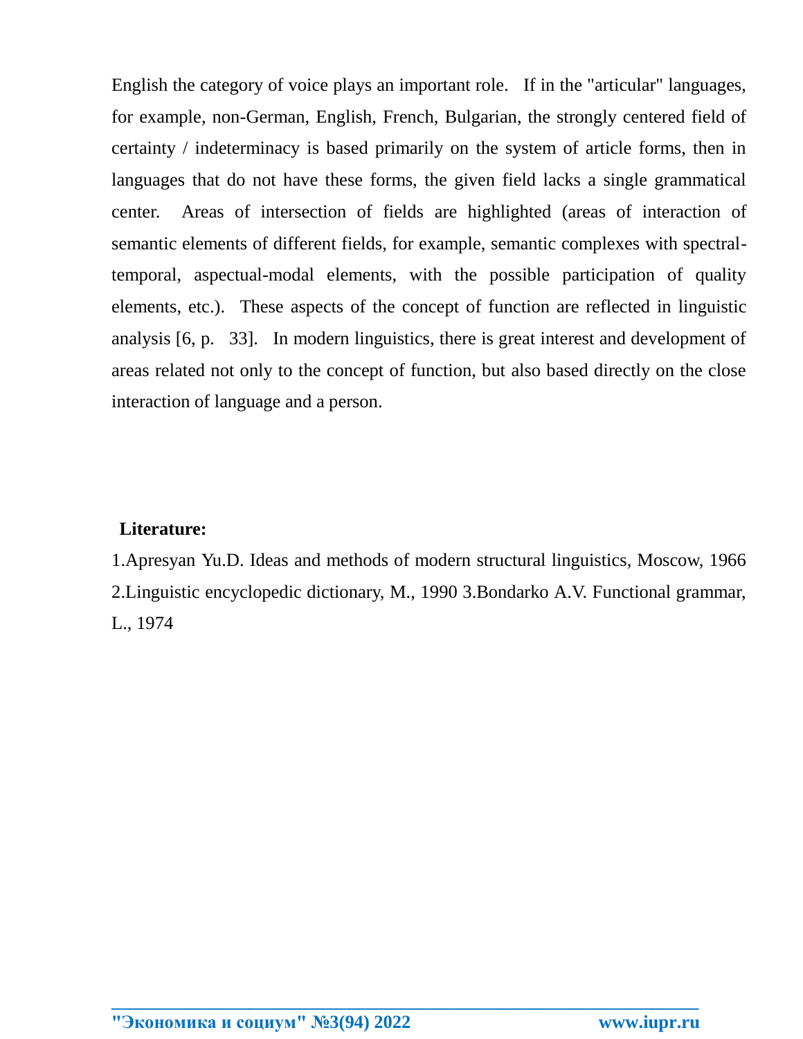English the category of voice plays an important role. If in the "articular" languages, for example, non-German, English, French, Bulgarian, the strongly centered field of certainty / indeterminacy is based primarily on the system of article forms, then in languages that do not have these forms, the given field lacks a single grammatical center. Areas of intersection of fields are highlighted (areas of interaction of semantic elements of different fields, for example, semantic complexes with spectral-temporal, aspectual-modal elements, with the possible participation of quality elements, etc.). These aspects of the concept of function are reflected in linguistic analysis [6, p. 33]. In modern linguistics, there is great interest and development of areas related not only to the concept of function, but also based directly on the close interaction of language and a person.

**Literature:**

1.Apresyan Yu.D. Ideas and methods of modern structural linguistics, Moscow, 1966 2.Linguistic encyclopedic dictionary, M., 1990 3.Bondarko A.V. Functional grammar, L., 1974